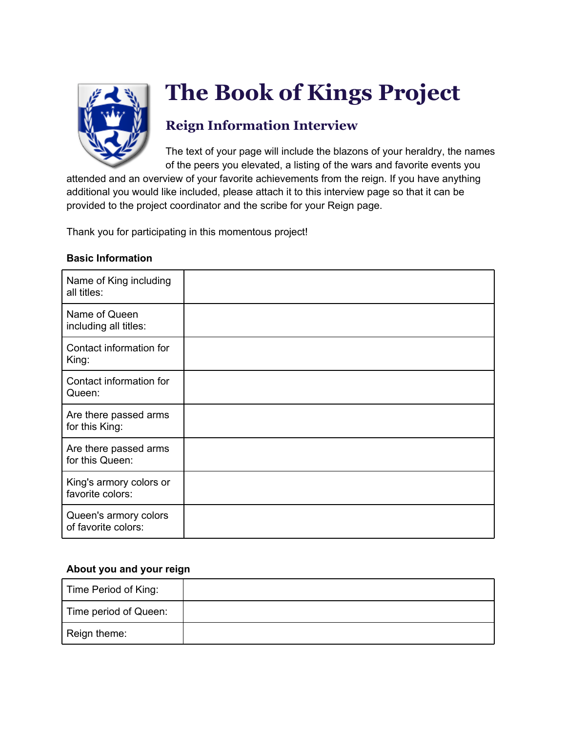# The Book of Kings Project

## Reign Information Interview

The text of your page will include the blazons of your heraldry, the names of the peers you elevated, a listing of the wars and favorite events you attended and an overview of your favorite achievements from the reign. If you have anything additional you would like included, please attach it to this interview page so that it can be provided to the project coordinator and the scribe for your Reign page.

Thank you for participating in this momentous project!

**Basic Information**

| | |
|---|---|
| Name of King including all titles: | |
| Name of Queen including all titles: | |
| Contact information for King: | |
| Contact information for Queen: | |
| Are there passed arms for this King: | |
| Are there passed arms for this Queen: | |
| King's armory colors or favorite colors: | |
| Queen's armory colors of favorite colors: | |

**About you and your reign**

| | |
|---|---|
| Time Period of King: | |
| Time period of Queen: | |
| Reign theme: | |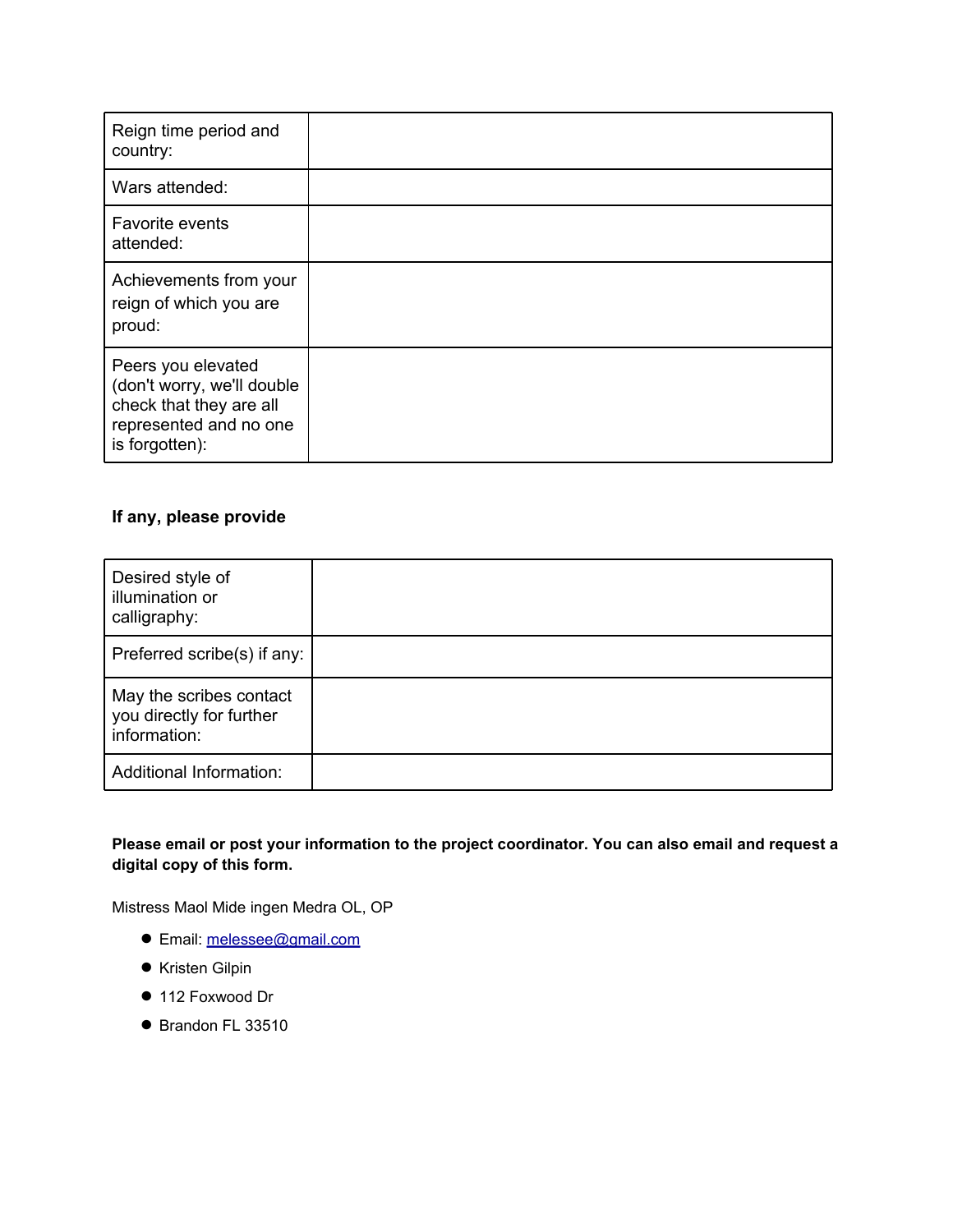| | |
|---|---|
| Reign time period and country: | |
| Wars attended: | |
| Favorite events attended: | |
| Achievements from your reign of which you are proud: | |
| Peers you elevated (don't worry, we'll double check that they are all represented and no one is forgotten): | |

**If any, please provide**

| | |
|---|---|
| Desired style of illumination or calligraphy: | |
| Preferred scribe(s) if any: | |
| May the scribes contact you directly for further information: | |
| Additional Information: | |

**Please email or post your information to the project coordinator. You can also email and request a digital copy of this form.**

Mistress Maol Mide ingen Medra OL, OP

- Email: melessee@gmail.com
- Kristen Gilpin
- 112 Foxwood Dr
- Brandon FL 33510